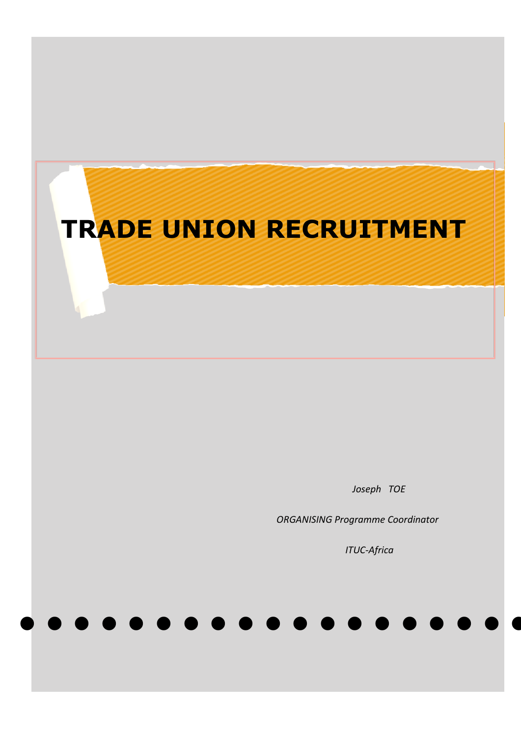# TRADE UNION RECRUITMENT

*Joseph TOE*

*ORGANISING Programme Coordinator*

*ITUC-Africa*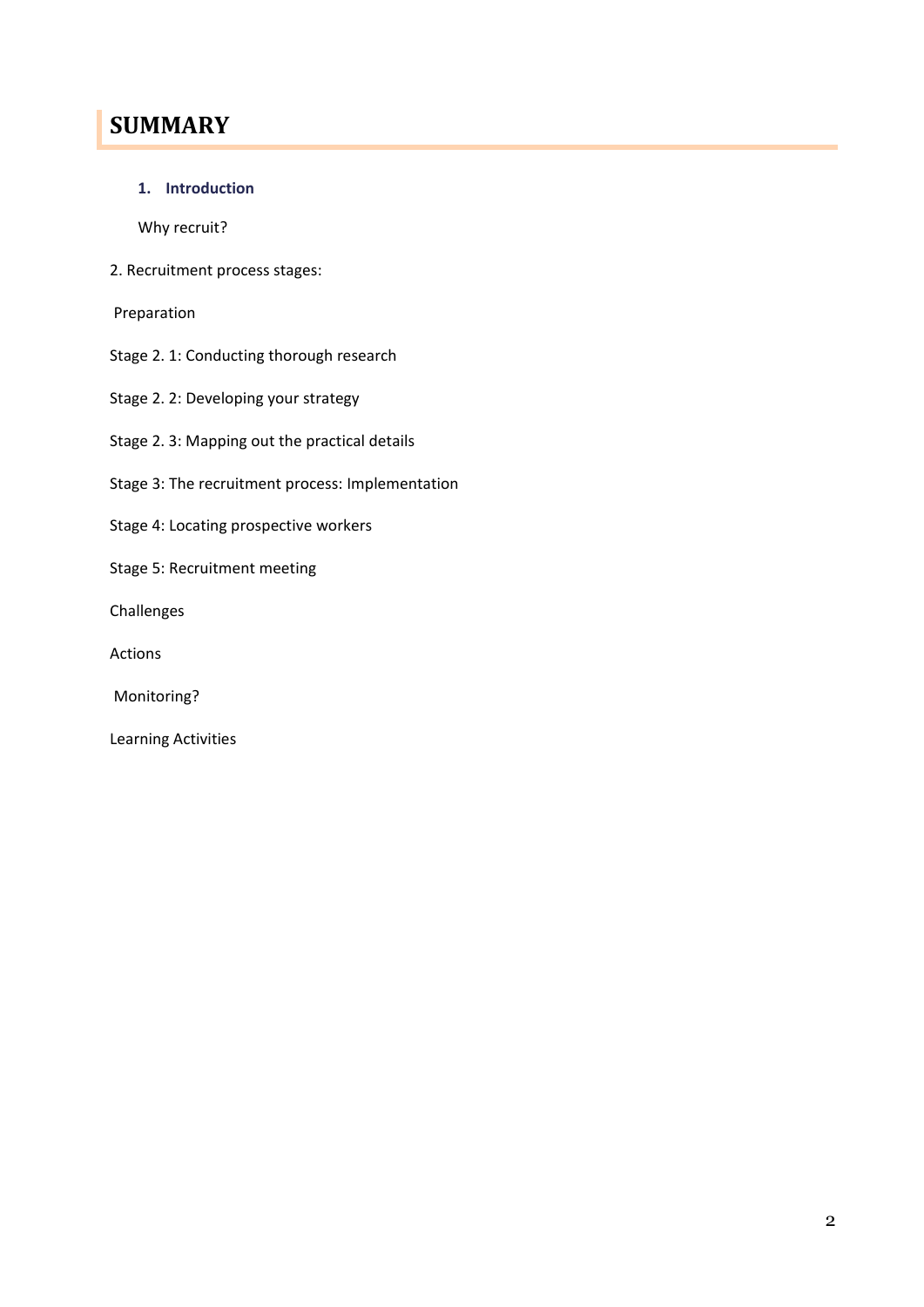# SUMMARY

1. **Introduction**

   Why recruit?

2. Recruitment process stages:

Preparation

Stage 2. 1: Conducting thorough research

Stage 2. 2: Developing your strategy

Stage 2. 3: Mapping out the practical details

Stage 3: The recruitment process: Implementation

Stage 4: Locating prospective workers

Stage 5: Recruitment meeting

Challenges

Actions

Monitoring?

Learning Activities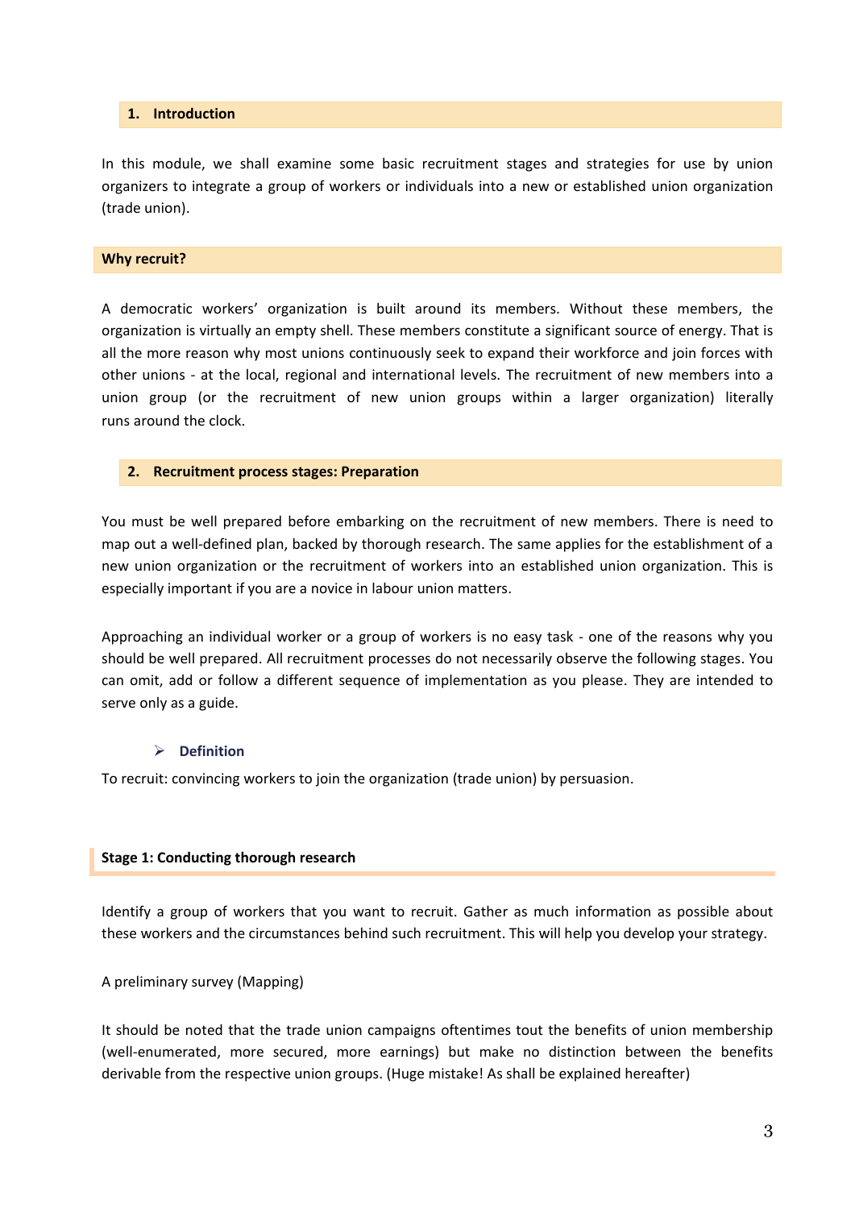## 1. Introduction

In this module, we shall examine some basic recruitment stages and strategies for use by union organizers to integrate a group of workers or individuals into a new or established union organization (trade union).

### Why recruit?

A democratic workers' organization is built around its members. Without these members, the organization is virtually an empty shell. These members constitute a significant source of energy. That is all the more reason why most unions continuously seek to expand their workforce and join forces with other unions - at the local, regional and international levels. The recruitment of new members into a union group (or the recruitment of new union groups within a larger organization) literally runs around the clock.

## 2. Recruitment process stages: Preparation

You must be well prepared before embarking on the recruitment of new members. There is need to map out a well-defined plan, backed by thorough research. The same applies for the establishment of a new union organization or the recruitment of workers into an established union organization. This is especially important if you are a novice in labour union matters.

Approaching an individual worker or a group of workers is no easy task - one of the reasons why you should be well prepared. All recruitment processes do not necessarily observe the following stages. You can omit, add or follow a different sequence of implementation as you please. They are intended to serve only as a guide.

- **Definition**

To recruit: convincing workers to join the organization (trade union) by persuasion.

### Stage 1: Conducting thorough research

Identify a group of workers that you want to recruit. Gather as much information as possible about these workers and the circumstances behind such recruitment. This will help you develop your strategy.

A preliminary survey (Mapping)

It should be noted that the trade union campaigns oftentimes tout the benefits of union membership (well-enumerated, more secured, more earnings) but make no distinction between the benefits derivable from the respective union groups. (Huge mistake! As shall be explained hereafter)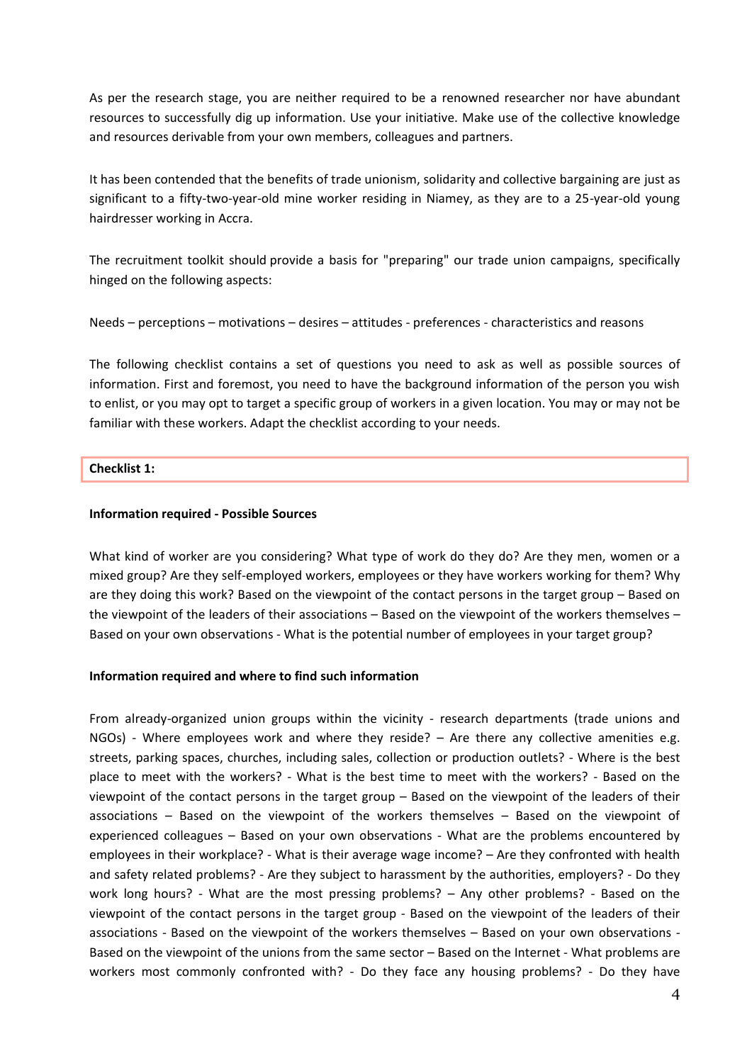As per the research stage, you are neither required to be a renowned researcher nor have abundant resources to successfully dig up information. Use your initiative. Make use of the collective knowledge and resources derivable from your own members, colleagues and partners.

It has been contended that the benefits of trade unionism, solidarity and collective bargaining are just as significant to a fifty-two-year-old mine worker residing in Niamey, as they are to a 25-year-old young hairdresser working in Accra.

The recruitment toolkit should provide a basis for "preparing" our trade union campaigns, specifically hinged on the following aspects:

Needs – perceptions – motivations – desires – attitudes - preferences - characteristics and reasons

The following checklist contains a set of questions you need to ask as well as possible sources of information. First and foremost, you need to have the background information of the person you wish to enlist, or you may opt to target a specific group of workers in a given location. You may or may not be familiar with these workers. Adapt the checklist according to your needs.

**Checklist 1:**

**Information required - Possible Sources**

What kind of worker are you considering? What type of work do they do? Are they men, women or a mixed group? Are they self-employed workers, employees or they have workers working for them? Why are they doing this work? Based on the viewpoint of the contact persons in the target group – Based on the viewpoint of the leaders of their associations – Based on the viewpoint of the workers themselves – Based on your own observations - What is the potential number of employees in your target group?

**Information required and where to find such information**

From already-organized union groups within the vicinity - research departments (trade unions and NGOs) - Where employees work and where they reside? – Are there any collective amenities e.g. streets, parking spaces, churches, including sales, collection or production outlets? - Where is the best place to meet with the workers? - What is the best time to meet with the workers? - Based on the viewpoint of the contact persons in the target group – Based on the viewpoint of the leaders of their associations – Based on the viewpoint of the workers themselves – Based on the viewpoint of experienced colleagues – Based on your own observations - What are the problems encountered by employees in their workplace? - What is their average wage income? – Are they confronted with health and safety related problems? - Are they subject to harassment by the authorities, employers? - Do they work long hours? - What are the most pressing problems? – Any other problems? - Based on the viewpoint of the contact persons in the target group - Based on the viewpoint of the leaders of their associations - Based on the viewpoint of the workers themselves – Based on your own observations - Based on the viewpoint of the unions from the same sector – Based on the Internet - What problems are workers most commonly confronted with? - Do they face any housing problems? - Do they have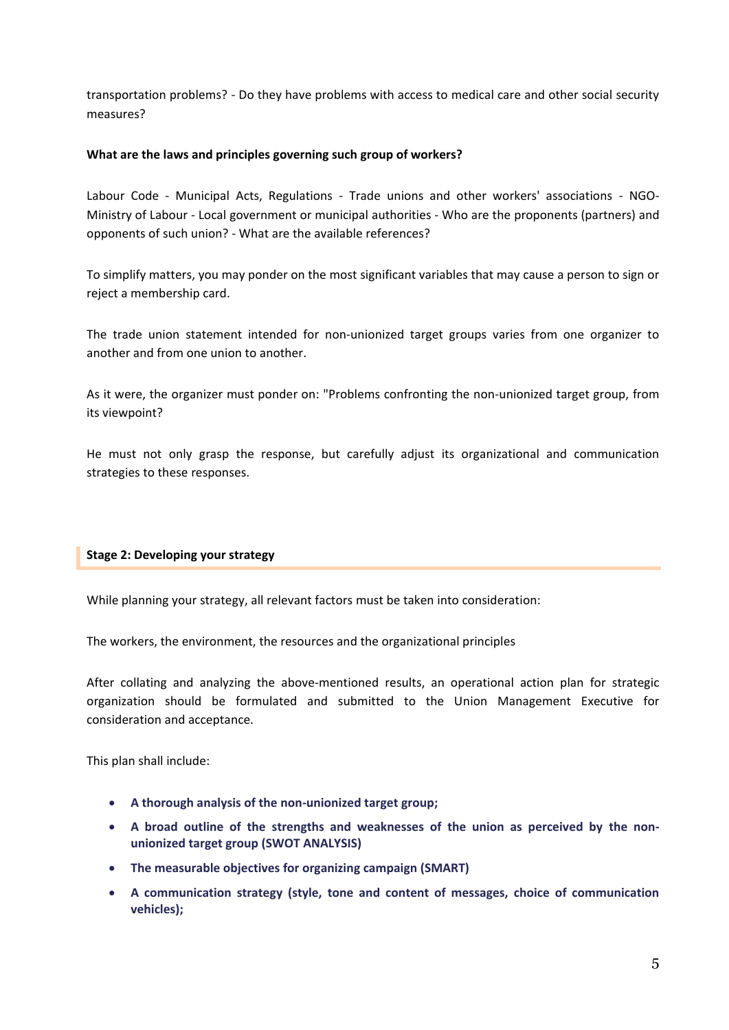transportation problems? - Do they have problems with access to medical care and other social security measures?

**What are the laws and principles governing such group of workers?**

Labour Code - Municipal Acts, Regulations - Trade unions and other workers' associations - NGO- Ministry of Labour - Local government or municipal authorities - Who are the proponents (partners) and opponents of such union? - What are the available references?

To simplify matters, you may ponder on the most significant variables that may cause a person to sign or reject a membership card.

The trade union statement intended for non-unionized target groups varies from one organizer to another and from one union to another.

As it were, the organizer must ponder on: "Problems confronting the non-unionized target group, from its viewpoint?

He must not only grasp the response, but carefully adjust its organizational and communication strategies to these responses.

## Stage 2: Developing your strategy

While planning your strategy, all relevant factors must be taken into consideration:

The workers, the environment, the resources and the organizational principles

After collating and analyzing the above-mentioned results, an operational action plan for strategic organization should be formulated and submitted to the Union Management Executive for consideration and acceptance.

This plan shall include:

- **A thorough analysis of the non-unionized target group;**
- **A broad outline of the strengths and weaknesses of the union as perceived by the non-unionized target group (SWOT ANALYSIS)**
- **The measurable objectives for organizing campaign (SMART)**
- **A communication strategy (style, tone and content of messages, choice of communication vehicles);**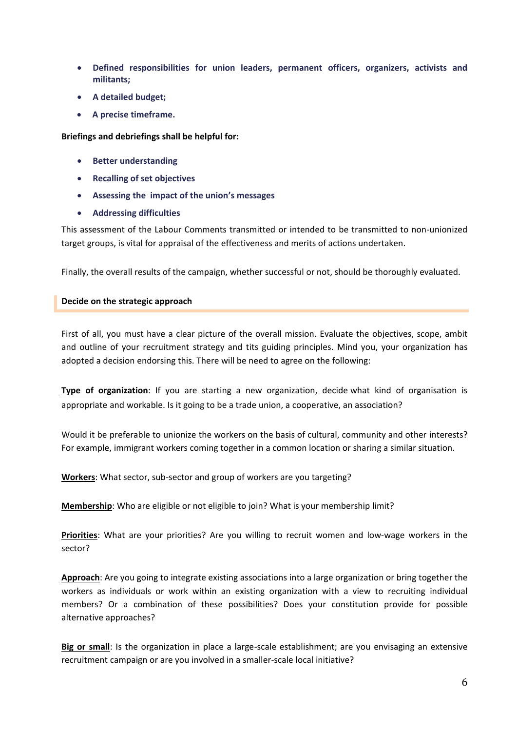- **Defined responsibilities for union leaders, permanent officers, organizers, activists and militants;**
- **A detailed budget;**
- **A precise timeframe.**

**Briefings and debriefings shall be helpful for:**

- **Better understanding**
- **Recalling of set objectives**
- **Assessing the impact of the union's messages**
- **Addressing difficulties**

This assessment of the Labour Comments transmitted or intended to be transmitted to non-unionized target groups, is vital for appraisal of the effectiveness and merits of actions undertaken.

Finally, the overall results of the campaign, whether successful or not, should be thoroughly evaluated.

## Decide on the strategic approach

First of all, you must have a clear picture of the overall mission. Evaluate the objectives, scope, ambit and outline of your recruitment strategy and tits guiding principles. Mind you, your organization has adopted a decision endorsing this. There will be need to agree on the following:

**Type of organization**: If you are starting a new organization, decide what kind of organisation is appropriate and workable. Is it going to be a trade union, a cooperative, an association?

Would it be preferable to unionize the workers on the basis of cultural, community and other interests? For example, immigrant workers coming together in a common location or sharing a similar situation.

**Workers**: What sector, sub-sector and group of workers are you targeting?

**Membership**: Who are eligible or not eligible to join? What is your membership limit?

**Priorities**: What are your priorities? Are you willing to recruit women and low-wage workers in the sector?

**Approach**: Are you going to integrate existing associations into a large organization or bring together the workers as individuals or work within an existing organization with a view to recruiting individual members? Or a combination of these possibilities? Does your constitution provide for possible alternative approaches?

**Big or small**: Is the organization in place a large-scale establishment; are you envisaging an extensive recruitment campaign or are you involved in a smaller-scale local initiative?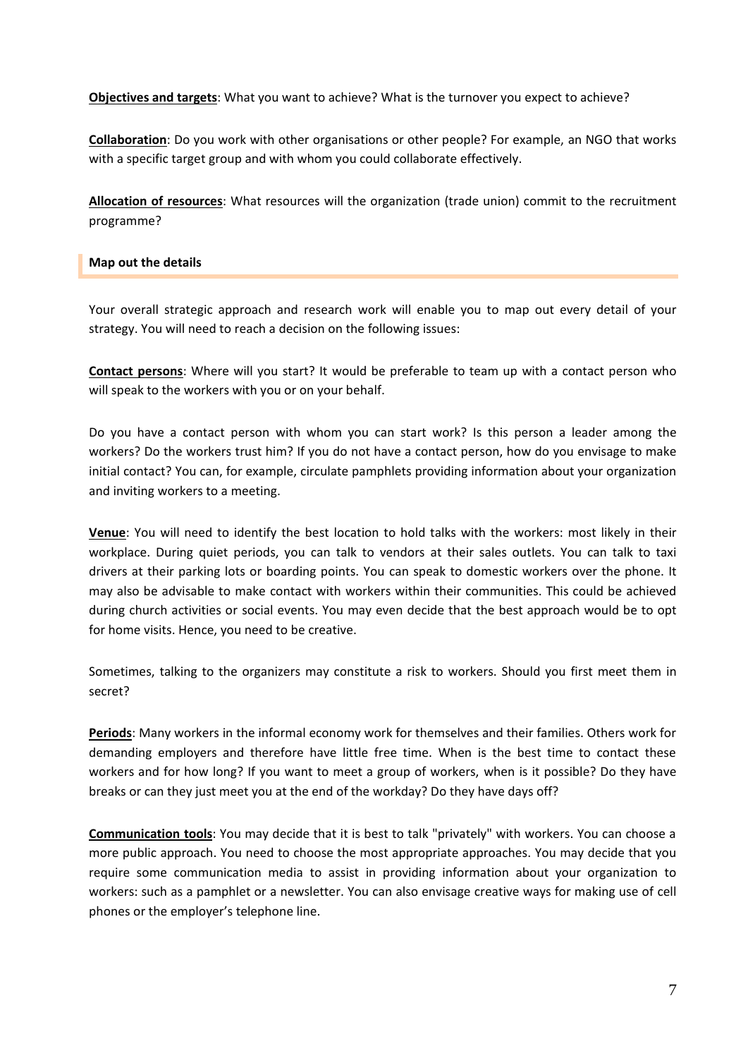**Objectives and targets**: What you want to achieve? What is the turnover you expect to achieve?

**Collaboration**: Do you work with other organisations or other people? For example, an NGO that works with a specific target group and with whom you could collaborate effectively.

**Allocation of resources**: What resources will the organization (trade union) commit to the recruitment programme?

### Map out the details

Your overall strategic approach and research work will enable you to map out every detail of your strategy. You will need to reach a decision on the following issues:

**Contact persons**: Where will you start? It would be preferable to team up with a contact person who will speak to the workers with you or on your behalf.

Do you have a contact person with whom you can start work? Is this person a leader among the workers? Do the workers trust him? If you do not have a contact person, how do you envisage to make initial contact? You can, for example, circulate pamphlets providing information about your organization and inviting workers to a meeting.

**Venue**: You will need to identify the best location to hold talks with the workers: most likely in their workplace. During quiet periods, you can talk to vendors at their sales outlets. You can talk to taxi drivers at their parking lots or boarding points. You can speak to domestic workers over the phone. It may also be advisable to make contact with workers within their communities. This could be achieved during church activities or social events. You may even decide that the best approach would be to opt for home visits. Hence, you need to be creative.

Sometimes, talking to the organizers may constitute a risk to workers. Should you first meet them in secret?

**Periods**: Many workers in the informal economy work for themselves and their families. Others work for demanding employers and therefore have little free time. When is the best time to contact these workers and for how long? If you want to meet a group of workers, when is it possible? Do they have breaks or can they just meet you at the end of the workday? Do they have days off?

**Communication tools**: You may decide that it is best to talk "privately" with workers. You can choose a more public approach. You need to choose the most appropriate approaches. You may decide that you require some communication media to assist in providing information about your organization to workers: such as a pamphlet or a newsletter. You can also envisage creative ways for making use of cell phones or the employer's telephone line.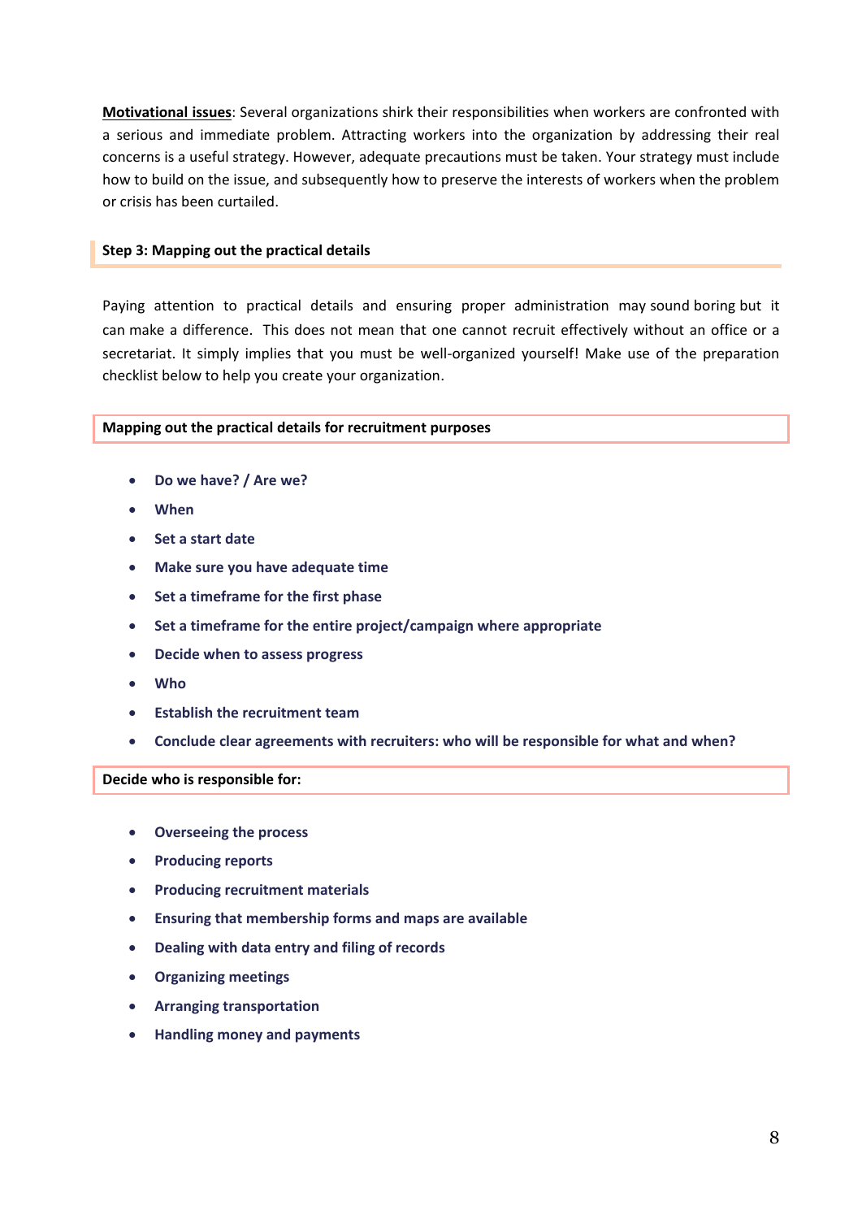**<u>Motivational issues</u>**: Several organizations shirk their responsibilities when workers are confronted with a serious and immediate problem. Attracting workers into the organization by addressing their real concerns is a useful strategy. However, adequate precautions must be taken. Your strategy must include how to build on the issue, and subsequently how to preserve the interests of workers when the problem or crisis has been curtailed.

### Step 3: Mapping out the practical details

Paying attention to practical details and ensuring proper administration may sound boring but it can make a difference. This does not mean that one cannot recruit effectively without an office or a secretariat. It simply implies that you must be well-organized yourself! Make use of the preparation checklist below to help you create your organization.

**Mapping out the practical details for recruitment purposes**

- **Do we have? / Are we?**
- **When**
- **Set a start date**
- **Make sure you have adequate time**
- **Set a timeframe for the first phase**
- **Set a timeframe for the entire project/campaign where appropriate**
- **Decide when to assess progress**
- **Who**
- **Establish the recruitment team**
- **Conclude clear agreements with recruiters: who will be responsible for what and when?**

**Decide who is responsible for:**

- **Overseeing the process**
- **Producing reports**
- **Producing recruitment materials**
- **Ensuring that membership forms and maps are available**
- **Dealing with data entry and filing of records**
- **Organizing meetings**
- **Arranging transportation**
- **Handling money and payments**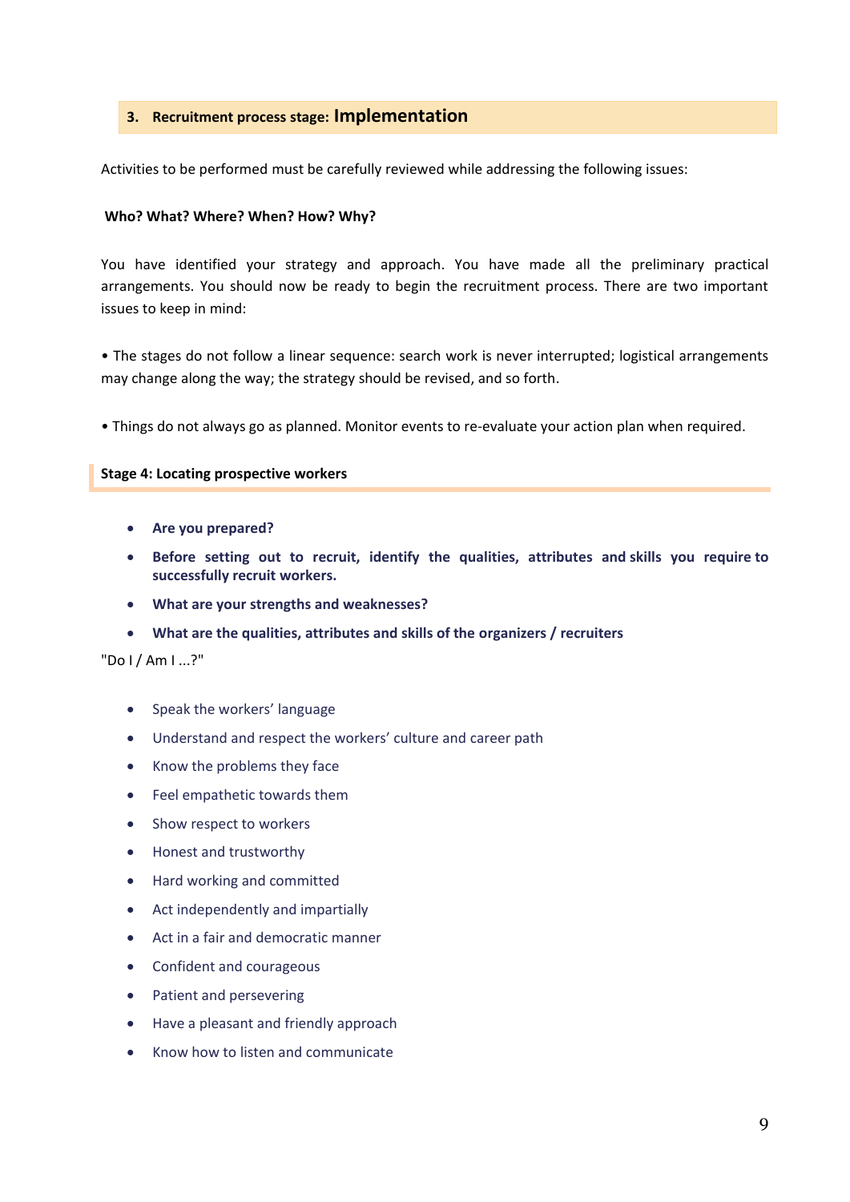## 3. Recruitment process stage: Implementation

Activities to be performed must be carefully reviewed while addressing the following issues:

**Who? What? Where? When? How? Why?**

You have identified your strategy and approach. You have made all the preliminary practical arrangements. You should now be ready to begin the recruitment process. There are two important issues to keep in mind:

• The stages do not follow a linear sequence: search work is never interrupted; logistical arrangements may change along the way; the strategy should be revised, and so forth.

• Things do not always go as planned. Monitor events to re-evaluate your action plan when required.

### Stage 4: Locating prospective workers

- **Are you prepared?**
- **Before setting out to recruit, identify the qualities, attributes and skills you require to successfully recruit workers.**
- **What are your strengths and weaknesses?**
- **What are the qualities, attributes and skills of the organizers / recruiters**

"Do I / Am I ...?"

- Speak the workers' language
- Understand and respect the workers' culture and career path
- Know the problems they face
- Feel empathetic towards them
- Show respect to workers
- Honest and trustworthy
- Hard working and committed
- Act independently and impartially
- Act in a fair and democratic manner
- Confident and courageous
- Patient and persevering
- Have a pleasant and friendly approach
- Know how to listen and communicate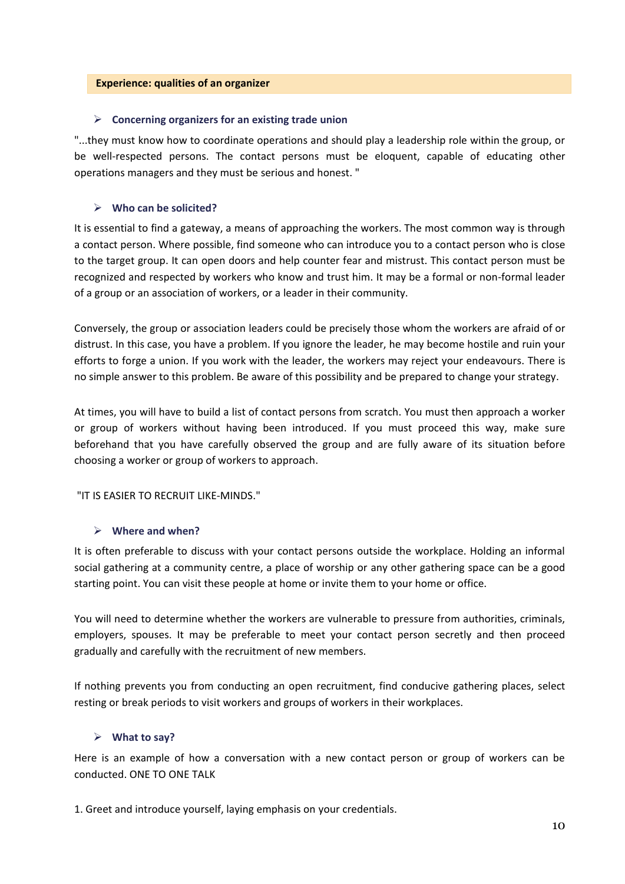**Experience: qualities of an organizer**

- **Concerning organizers for an existing trade union**

"...they must know how to coordinate operations and should play a leadership role within the group, or be well-respected persons. The contact persons must be eloquent, capable of educating other operations managers and they must be serious and honest. "

- **Who can be solicited?**

It is essential to find a gateway, a means of approaching the workers. The most common way is through a contact person. Where possible, find someone who can introduce you to a contact person who is close to the target group. It can open doors and help counter fear and mistrust. This contact person must be recognized and respected by workers who know and trust him. It may be a formal or non-formal leader of a group or an association of workers, or a leader in their community.

Conversely, the group or association leaders could be precisely those whom the workers are afraid of or distrust. In this case, you have a problem. If you ignore the leader, he may become hostile and ruin your efforts to forge a union. If you work with the leader, the workers may reject your endeavours. There is no simple answer to this problem. Be aware of this possibility and be prepared to change your strategy.

At times, you will have to build a list of contact persons from scratch. You must then approach a worker or group of workers without having been introduced. If you must proceed this way, make sure beforehand that you have carefully observed the group and are fully aware of its situation before choosing a worker or group of workers to approach.

"IT IS EASIER TO RECRUIT LIKE-MINDS."

- **Where and when?**

It is often preferable to discuss with your contact persons outside the workplace. Holding an informal social gathering at a community centre, a place of worship or any other gathering space can be a good starting point. You can visit these people at home or invite them to your home or office.

You will need to determine whether the workers are vulnerable to pressure from authorities, criminals, employers, spouses. It may be preferable to meet your contact person secretly and then proceed gradually and carefully with the recruitment of new members.

If nothing prevents you from conducting an open recruitment, find conducive gathering places, select resting or break periods to visit workers and groups of workers in their workplaces.

- **What to say?**

Here is an example of how a conversation with a new contact person or group of workers can be conducted. ONE TO ONE TALK

1. Greet and introduce yourself, laying emphasis on your credentials.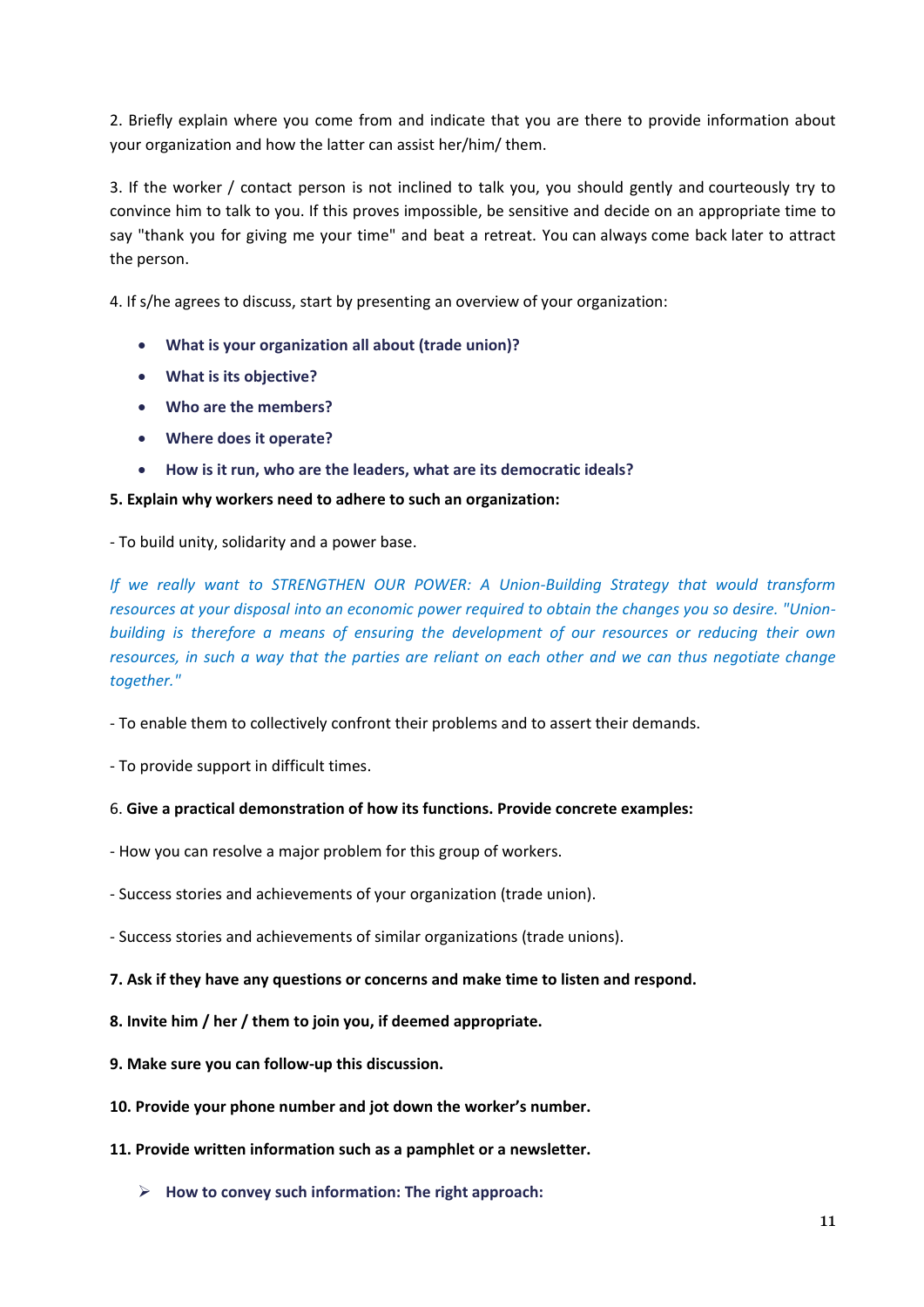2. Briefly explain where you come from and indicate that you are there to provide information about your organization and how the latter can assist her/him/ them.

3. If the worker / contact person is not inclined to talk you, you should gently and courteously try to convince him to talk to you. If this proves impossible, be sensitive and decide on an appropriate time to say "thank you for giving me your time" and beat a retreat. You can always come back later to attract the person.

4. If s/he agrees to discuss, start by presenting an overview of your organization:

- **What is your organization all about (trade union)?**
- **What is its objective?**
- **Who are the members?**
- **Where does it operate?**
- **How is it run, who are the leaders, what are its democratic ideals?**

**5. Explain why workers need to adhere to such an organization:**

- To build unity, solidarity and a power base.

*If we really want to STRENGTHEN OUR POWER: A Union-Building Strategy that would transform resources at your disposal into an economic power required to obtain the changes you so desire. "Union-building is therefore a means of ensuring the development of our resources or reducing their own resources, in such a way that the parties are reliant on each other and we can thus negotiate change together."*

- To enable them to collectively confront their problems and to assert their demands.

- To provide support in difficult times.

6. **Give a practical demonstration of how its functions. Provide concrete examples:**

- How you can resolve a major problem for this group of workers.

- Success stories and achievements of your organization (trade union).

- Success stories and achievements of similar organizations (trade unions).

**7. Ask if they have any questions or concerns and make time to listen and respond.**

**8. Invite him / her / them to join you, if deemed appropriate.**

**9. Make sure you can follow-up this discussion.**

**10. Provide your phone number and jot down the worker's number.**

**11. Provide written information such as a pamphlet or a newsletter.**

- **How to convey such information: The right approach:**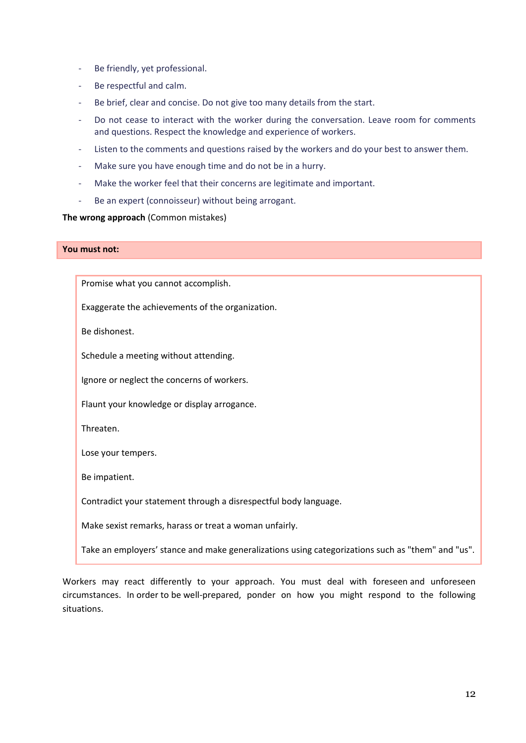- Be friendly, yet professional.
- Be respectful and calm.
- Be brief, clear and concise. Do not give too many details from the start.
- Do not cease to interact with the worker during the conversation. Leave room for comments and questions. Respect the knowledge and experience of workers.
- Listen to the comments and questions raised by the workers and do your best to answer them.
- Make sure you have enough time and do not be in a hurry.
- Make the worker feel that their concerns are legitimate and important.
- Be an expert (connoisseur) without being arrogant.

**The wrong approach** (Common mistakes)

**You must not:**

Promise what you cannot accomplish.

Exaggerate the achievements of the organization.

Be dishonest.

Schedule a meeting without attending.

Ignore or neglect the concerns of workers.

Flaunt your knowledge or display arrogance.

Threaten.

Lose your tempers.

Be impatient.

Contradict your statement through a disrespectful body language.

Make sexist remarks, harass or treat a woman unfairly.

Take an employers' stance and make generalizations using categorizations such as "them" and "us".

Workers may react differently to your approach. You must deal with foreseen and unforeseen circumstances. In order to be well-prepared, ponder on how you might respond to the following situations.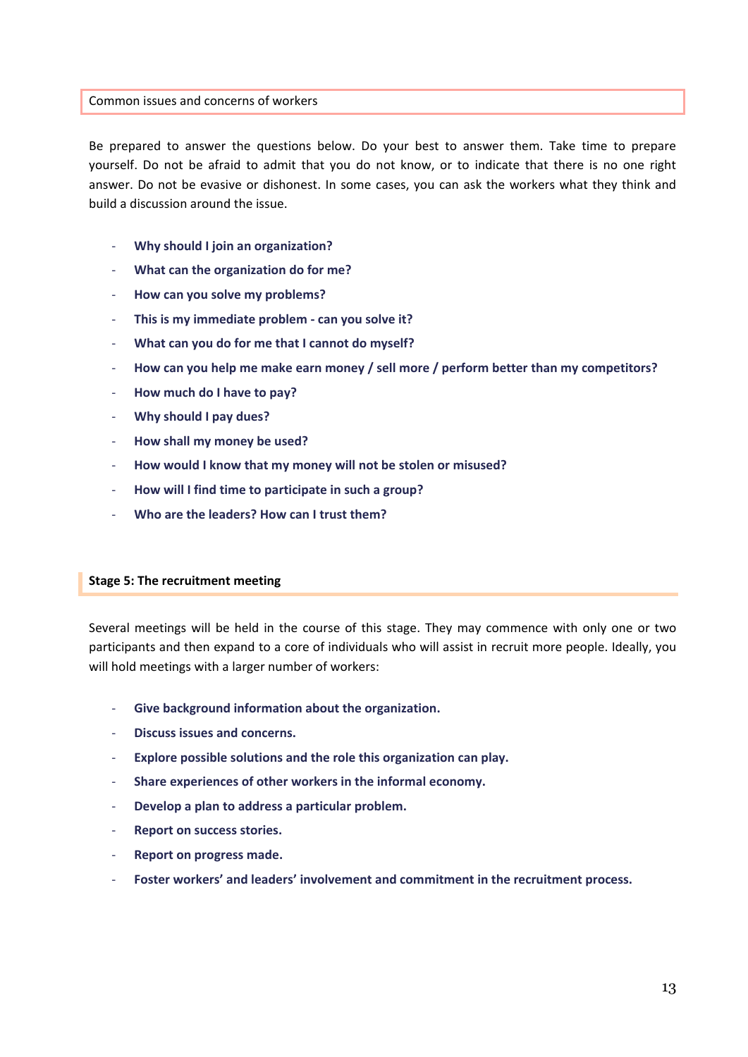## Common issues and concerns of workers

Be prepared to answer the questions below. Do your best to answer them. Take time to prepare yourself. Do not be afraid to admit that you do not know, or to indicate that there is no one right answer. Do not be evasive or dishonest. In some cases, you can ask the workers what they think and build a discussion around the issue.

- **Why should I join an organization?**
- **What can the organization do for me?**
- **How can you solve my problems?**
- **This is my immediate problem - can you solve it?**
- **What can you do for me that I cannot do myself?**
- **How can you help me make earn money / sell more / perform better than my competitors?**
- **How much do I have to pay?**
- **Why should I pay dues?**
- **How shall my money be used?**
- **How would I know that my money will not be stolen or misused?**
- **How will I find time to participate in such a group?**
- **Who are the leaders? How can I trust them?**

## Stage 5: The recruitment meeting

Several meetings will be held in the course of this stage. They may commence with only one or two participants and then expand to a core of individuals who will assist in recruit more people. Ideally, you will hold meetings with a larger number of workers:

- **Give background information about the organization.**
- **Discuss issues and concerns.**
- **Explore possible solutions and the role this organization can play.**
- **Share experiences of other workers in the informal economy.**
- **Develop a plan to address a particular problem.**
- **Report on success stories.**
- **Report on progress made.**
- **Foster workers' and leaders' involvement and commitment in the recruitment process.**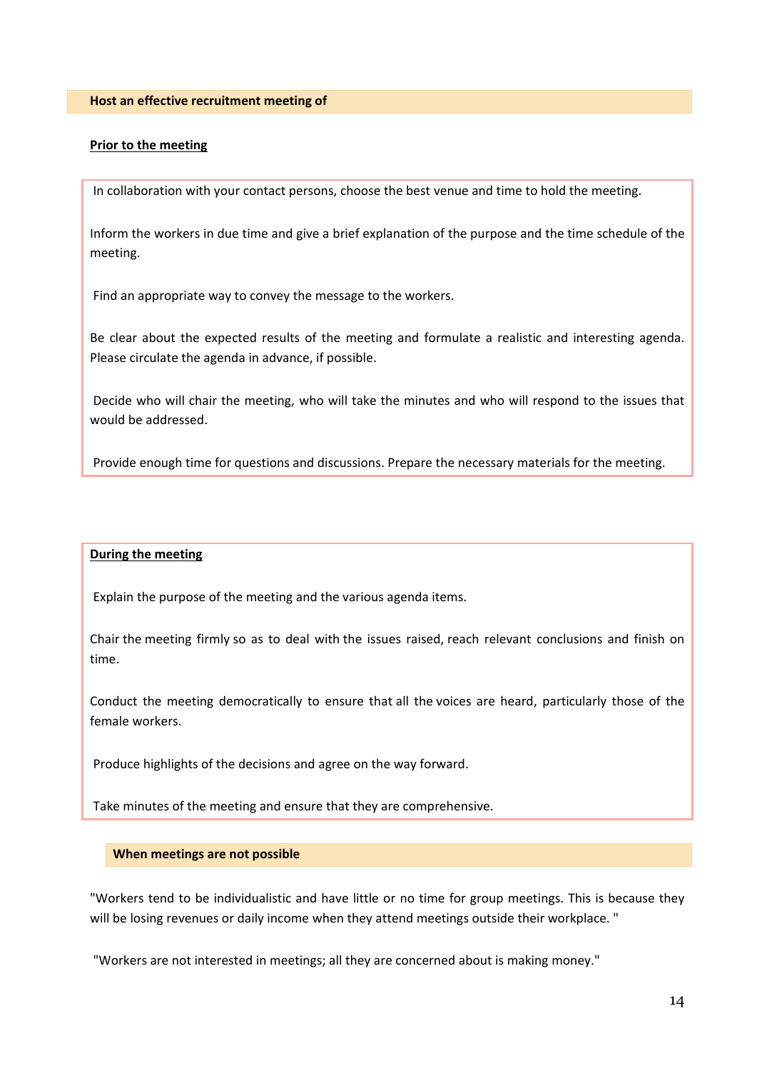## Host an effective recruitment meeting of

### Prior to the meeting

In collaboration with your contact persons, choose the best venue and time to hold the meeting.

Inform the workers in due time and give a brief explanation of the purpose and the time schedule of the meeting.

Find an appropriate way to convey the message to the workers.

Be clear about the expected results of the meeting and formulate a realistic and interesting agenda. Please circulate the agenda in advance, if possible.

Decide who will chair the meeting, who will take the minutes and who will respond to the issues that would be addressed.

Provide enough time for questions and discussions. Prepare the necessary materials for the meeting.

### During the meeting

Explain the purpose of the meeting and the various agenda items.

Chair the meeting firmly so as to deal with the issues raised, reach relevant conclusions and finish on time.

Conduct the meeting democratically to ensure that all the voices are heard, particularly those of the female workers.

Produce highlights of the decisions and agree on the way forward.

Take minutes of the meeting and ensure that they are comprehensive.

## When meetings are not possible

"Workers tend to be individualistic and have little or no time for group meetings. This is because they will be losing revenues or daily income when they attend meetings outside their workplace. "

"Workers are not interested in meetings; all they are concerned about is making money."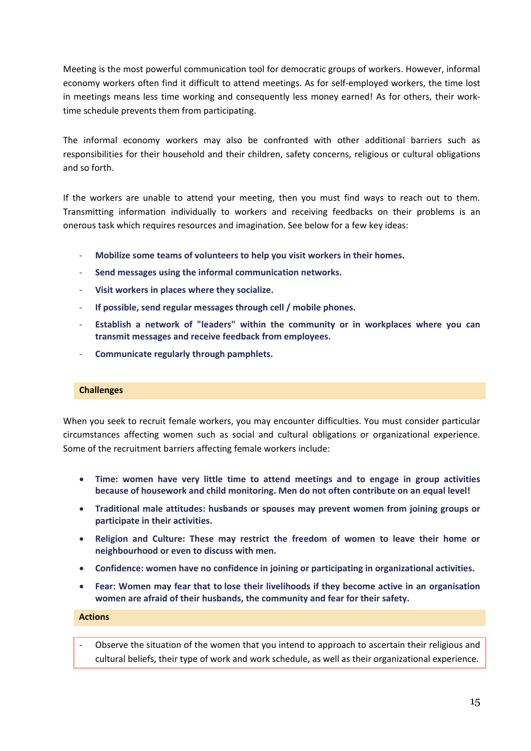Meeting is the most powerful communication tool for democratic groups of workers. However, informal economy workers often find it difficult to attend meetings. As for self-employed workers, the time lost in meetings means less time working and consequently less money earned! As for others, their work-time schedule prevents them from participating.

The informal economy workers may also be confronted with other additional barriers such as responsibilities for their household and their children, safety concerns, religious or cultural obligations and so forth.

If the workers are unable to attend your meeting, then you must find ways to reach out to them. Transmitting information individually to workers and receiving feedbacks on their problems is an onerous task which requires resources and imagination. See below for a few key ideas:

- **Mobilize some teams of volunteers to help you visit workers in their homes.**
- **Send messages using the informal communication networks.**
- **Visit workers in places where they socialize.**
- **If possible, send regular messages through cell / mobile phones.**
- **Establish a network of "leaders" within the community or in workplaces where you can transmit messages and receive feedback from employees.**
- **Communicate regularly through pamphlets.**

### Challenges

When you seek to recruit female workers, you may encounter difficulties. You must consider particular circumstances affecting women such as social and cultural obligations or organizational experience. Some of the recruitment barriers affecting female workers include:

- **Time: women have very little time to attend meetings and to engage in group activities because of housework and child monitoring. Men do not often contribute on an equal level!**
- **Traditional male attitudes: husbands or spouses may prevent women from joining groups or participate in their activities.**
- **Religion and Culture: These may restrict the freedom of women to leave their home or neighbourhood or even to discuss with men.**
- **Confidence: women have no confidence in joining or participating in organizational activities.**
- **Fear: Women may fear that to lose their livelihoods if they become active in an organisation women are afraid of their husbands, the community and fear for their safety.**

### Actions

- Observe the situation of the women that you intend to approach to ascertain their religious and cultural beliefs, their type of work and work schedule, as well as their organizational experience.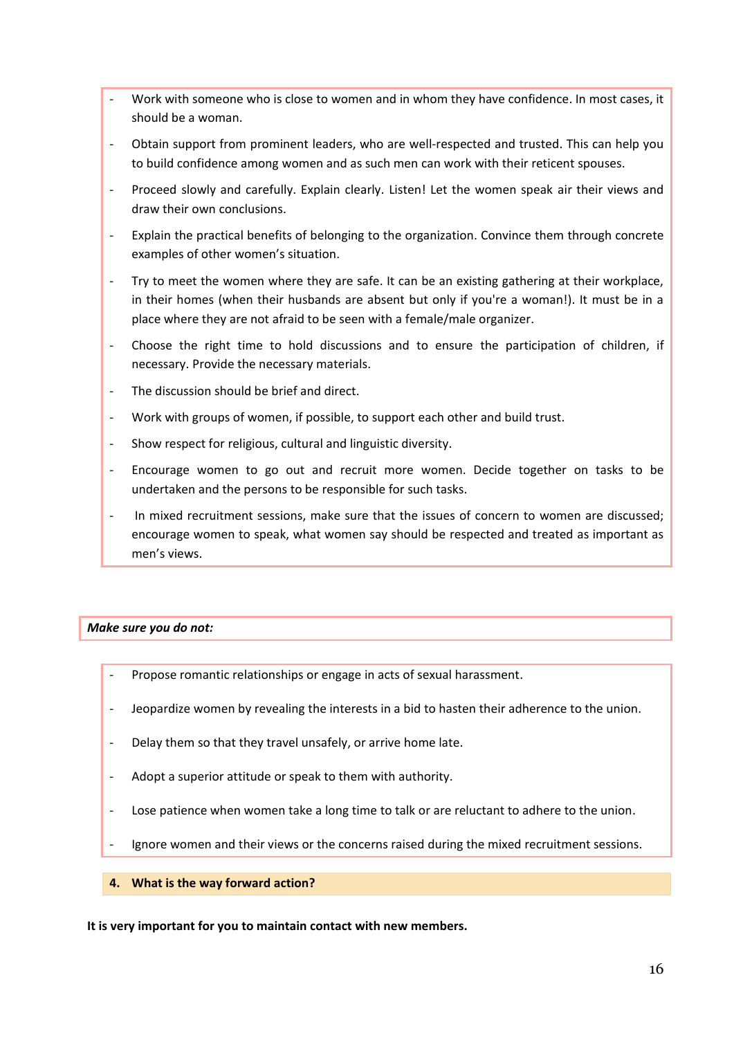- Work with someone who is close to women and in whom they have confidence. In most cases, it should be a woman.
- Obtain support from prominent leaders, who are well-respected and trusted. This can help you to build confidence among women and as such men can work with their reticent spouses.
- Proceed slowly and carefully. Explain clearly. Listen! Let the women speak air their views and draw their own conclusions.
- Explain the practical benefits of belonging to the organization. Convince them through concrete examples of other women's situation.
- Try to meet the women where they are safe. It can be an existing gathering at their workplace, in their homes (when their husbands are absent but only if you're a woman!). It must be in a place where they are not afraid to be seen with a female/male organizer.
- Choose the right time to hold discussions and to ensure the participation of children, if necessary. Provide the necessary materials.
- The discussion should be brief and direct.
- Work with groups of women, if possible, to support each other and build trust.
- Show respect for religious, cultural and linguistic diversity.
- Encourage women to go out and recruit more women. Decide together on tasks to be undertaken and the persons to be responsible for such tasks.
- In mixed recruitment sessions, make sure that the issues of concern to women are discussed; encourage women to speak, what women say should be respected and treated as important as men's views.

***Make sure you do not:***

- Propose romantic relationships or engage in acts of sexual harassment.
- Jeopardize women by revealing the interests in a bid to hasten their adherence to the union.
- Delay them so that they travel unsafely, or arrive home late.
- Adopt a superior attitude or speak to them with authority.
- Lose patience when women take a long time to talk or are reluctant to adhere to the union.
- Ignore women and their views or the concerns raised during the mixed recruitment sessions.

## 4. What is the way forward action?

**It is very important for you to maintain contact with new members.**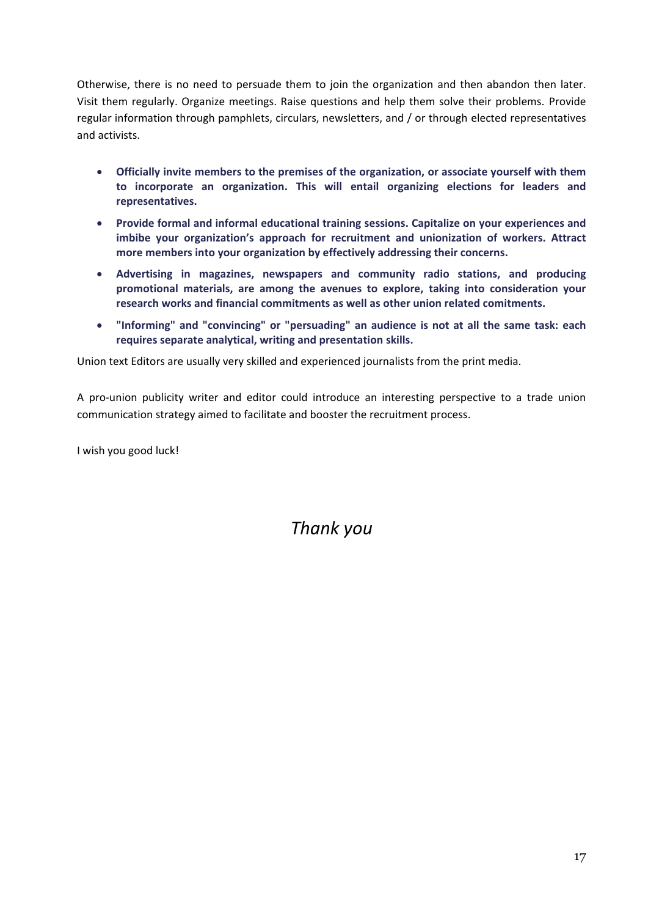Otherwise, there is no need to persuade them to join the organization and then abandon then later. Visit them regularly. Organize meetings. Raise questions and help them solve their problems. Provide regular information through pamphlets, circulars, newsletters, and / or through elected representatives and activists.

- **Officially invite members to the premises of the organization, or associate yourself with them to incorporate an organization. This will entail organizing elections for leaders and representatives.**
- **Provide formal and informal educational training sessions. Capitalize on your experiences and imbibe your organization's approach for recruitment and unionization of workers. Attract more members into your organization by effectively addressing their concerns.**
- **Advertising in magazines, newspapers and community radio stations, and producing promotional materials, are among the avenues to explore, taking into consideration your research works and financial commitments as well as other union related comitments.**
- **"Informing" and "convincing" or "persuading" an audience is not at all the same task: each requires separate analytical, writing and presentation skills.**

Union text Editors are usually very skilled and experienced journalists from the print media.

A pro-union publicity writer and editor could introduce an interesting perspective to a trade union communication strategy aimed to facilitate and booster the recruitment process.

I wish you good luck!

*Thank you*